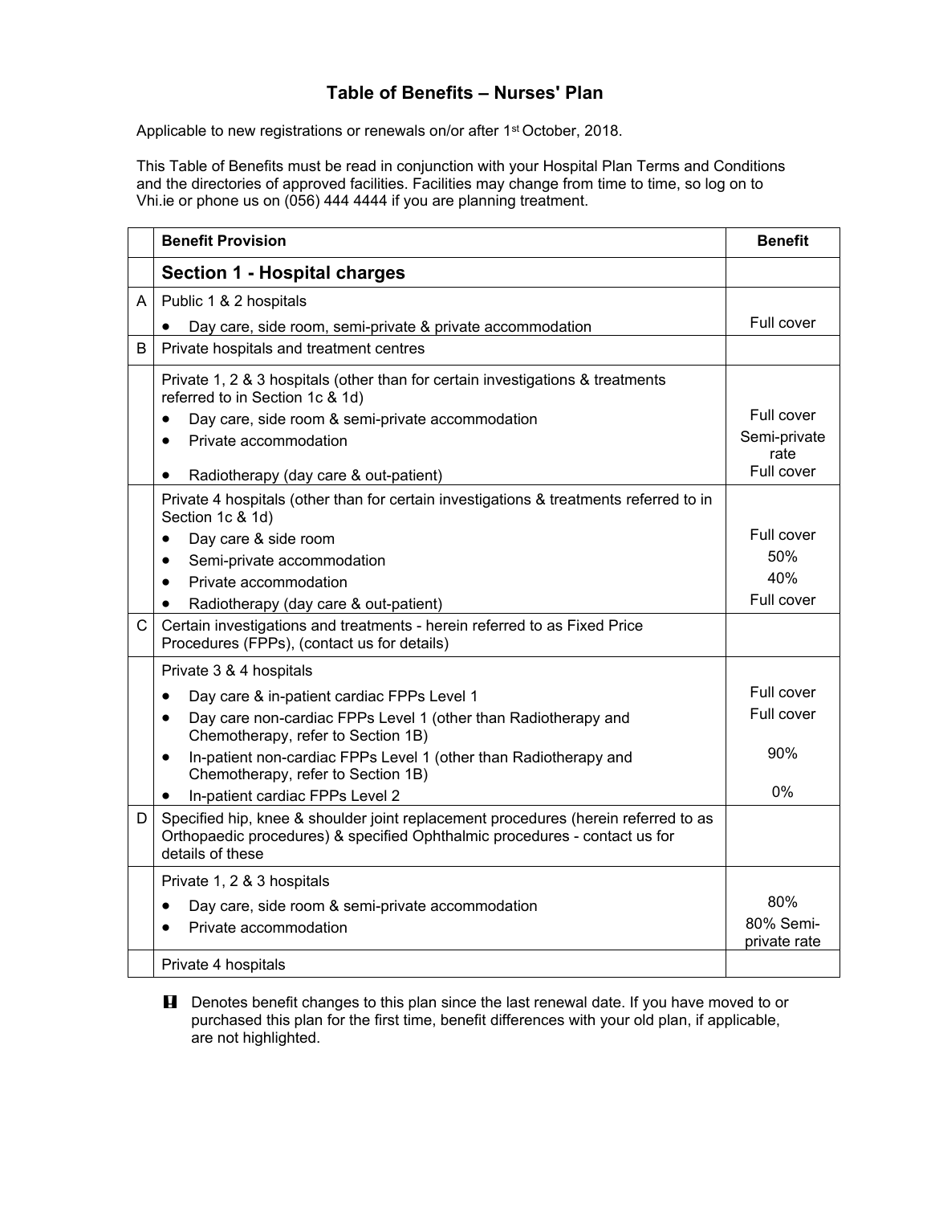# Table of Benefits – Nurses' Plan

Applicable to new registrations or renewals on/or after 1st October, 2018.

This Table of Benefits must be read in conjunction with your Hospital Plan Terms and Conditions and the directories of approved facilities. Facilities may change from time to time, so log on to Vhi.ie or phone us on (056) 444 4444 if you are planning treatment.

| | Benefit Provision | Benefit |
|---|---|---|
| | **Section 1 - Hospital charges** | |
| A | Public 1 & 2 hospitals | |
| | • Day care, side room, semi-private & private accommodation | Full cover |
| B | Private hospitals and treatment centres | |
| | Private 1, 2 & 3 hospitals (other than for certain investigations & treatments referred to in Section 1c & 1d) | |
| | • Day care, side room & semi-private accommodation | Full cover |
| | • Private accommodation | Semi-private rate |
| | • Radiotherapy (day care & out-patient) | Full cover |
| | Private 4 hospitals (other than for certain investigations & treatments referred to in Section 1c & 1d) | |
| | • Day care & side room | Full cover |
| | • Semi-private accommodation | 50% |
| | • Private accommodation | 40% |
| | • Radiotherapy (day care & out-patient) | Full cover |
| C | Certain investigations and treatments - herein referred to as Fixed Price Procedures (FPPs), (contact us for details) | |
| | Private 3 & 4 hospitals | |
| | • Day care & in-patient cardiac FPPs Level 1 | Full cover |
| | • Day care non-cardiac FPPs Level 1 (other than Radiotherapy and Chemotherapy, refer to Section 1B) | Full cover |
| | • In-patient non-cardiac FPPs Level 1 (other than Radiotherapy and Chemotherapy, refer to Section 1B) | 90% |
| | • In-patient cardiac FPPs Level 2 | 0% |
| D | Specified hip, knee & shoulder joint replacement procedures (herein referred to as Orthopaedic procedures) & specified Ophthalmic procedures - contact us for details of these | |
| | Private 1, 2 & 3 hospitals | |
| | • Day care, side room & semi-private accommodation | 80% |
| | • Private accommodation | 80% Semi-private rate |
| | Private 4 hospitals | |

**!** Denotes benefit changes to this plan since the last renewal date. If you have moved to or purchased this plan for the first time, benefit differences with your old plan, if applicable, are not highlighted.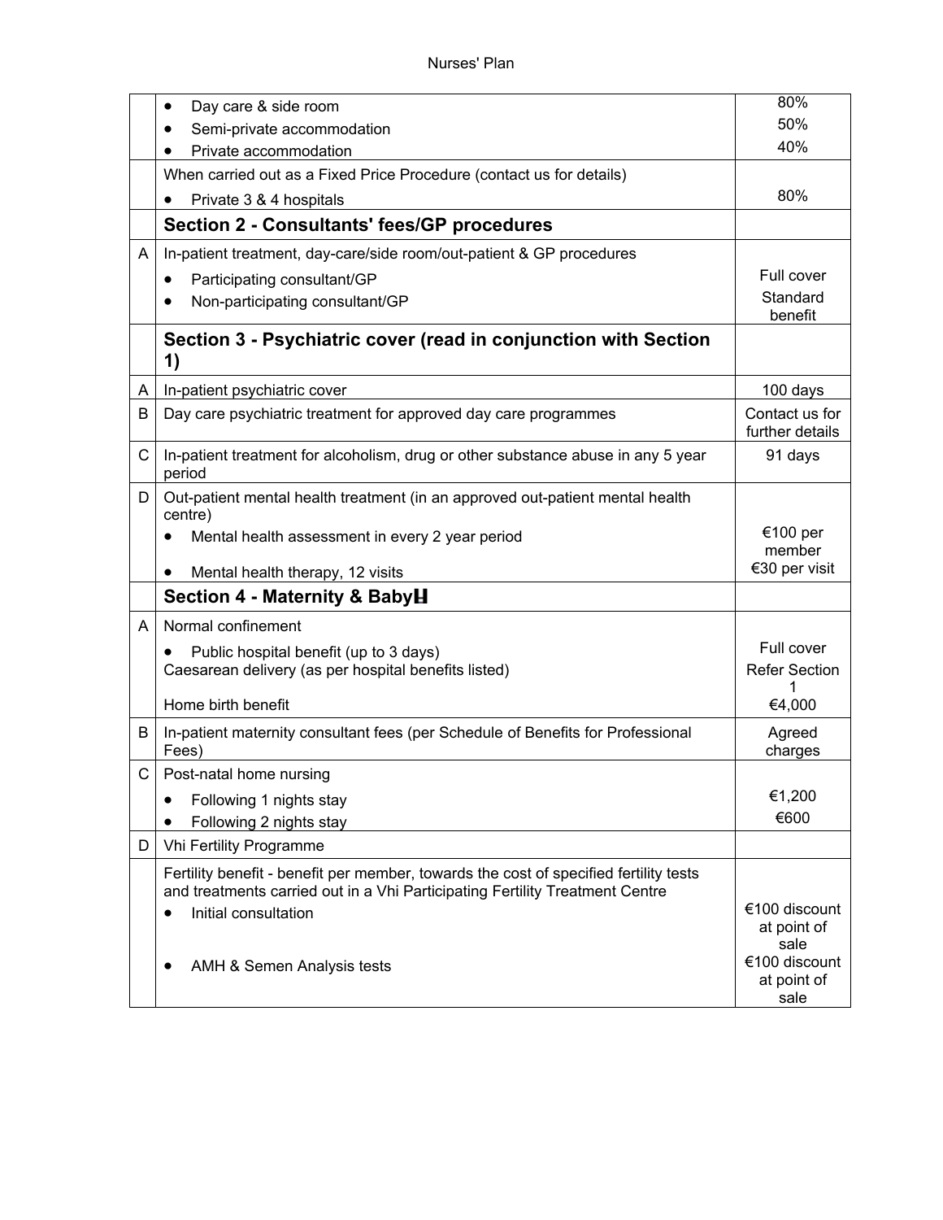| | | |
|---|---|---|
| | • Day care & side room<br>• Semi-private accommodation<br>• Private accommodation | 80%<br>50%<br>40% |
| | When carried out as a Fixed Price Procedure (contact us for details)<br>• Private 3 & 4 hospitals | <br>80% |
| | **Section 2 - Consultants' fees/GP procedures** | |
| A | In-patient treatment, day-care/side room/out-patient & GP procedures<br>• Participating consultant/GP<br>• Non-participating consultant/GP | <br>Full cover<br>Standard benefit |
| | **Section 3 - Psychiatric cover (read in conjunction with Section 1)** | |
| A | In-patient psychiatric cover | 100 days |
| B | Day care psychiatric treatment for approved day care programmes | Contact us for further details |
| C | In-patient treatment for alcoholism, drug or other substance abuse in any 5 year period | 91 days |
| D | Out-patient mental health treatment (in an approved out-patient mental health centre)<br>• Mental health assessment in every 2 year period<br>• Mental health therapy, 12 visits | <br>€100 per member<br>€30 per visit |
| | **Section 4 - Maternity & Baby** | |
| A | Normal confinement<br>• Public hospital benefit (up to 3 days)<br>Caesarean delivery (as per hospital benefits listed)<br>Home birth benefit | <br>Full cover<br>Refer Section 1<br>€4,000 |
| B | In-patient maternity consultant fees (per Schedule of Benefits for Professional Fees) | Agreed charges |
| C | Post-natal home nursing<br>• Following 1 nights stay<br>• Following 2 nights stay | <br>€1,200<br>€600 |
| D | Vhi Fertility Programme | |
| | Fertility benefit - benefit per member, towards the cost of specified fertility tests and treatments carried out in a Vhi Participating Fertility Treatment Centre<br>• Initial consultation<br>• AMH & Semen Analysis tests | <br>€100 discount at point of sale<br>€100 discount at point of sale |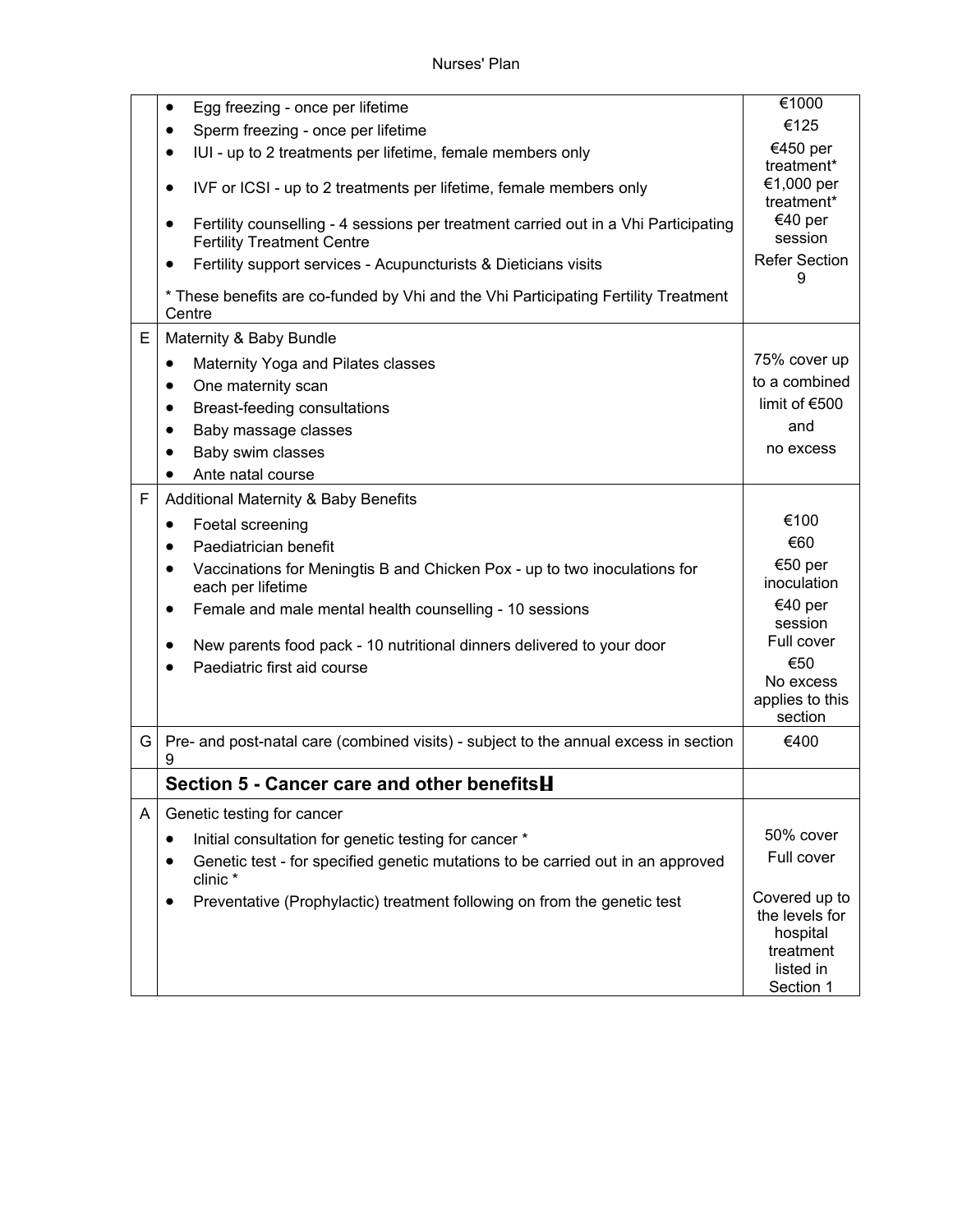| | | |
|---|---|---|
| | • Egg freezing - once per lifetime<br>• Sperm freezing - once per lifetime<br>• IUI - up to 2 treatments per lifetime, female members only<br>• IVF or ICSI - up to 2 treatments per lifetime, female members only<br>• Fertility counselling - 4 sessions per treatment carried out in a Vhi Participating Fertility Treatment Centre<br>• Fertility support services - Acupuncturists & Dieticians visits<br>* These benefits are co-funded by Vhi and the Vhi Participating Fertility Treatment Centre | €1000<br>€125<br>€450 per treatment*<br>€1,000 per treatment*<br>€40 per session<br>Refer Section 9 |
| E | Maternity & Baby Bundle<br>• Maternity Yoga and Pilates classes<br>• One maternity scan<br>• Breast-feeding consultations<br>• Baby massage classes<br>• Baby swim classes<br>• Ante natal course | 75% cover up to a combined limit of €500 and no excess |
| F | Additional Maternity & Baby Benefits<br>• Foetal screening<br>• Paediatrician benefit<br>• Vaccinations for Meningtis B and Chicken Pox - up to two inoculations for each per lifetime<br>• Female and male mental health counselling - 10 sessions<br>• New parents food pack - 10 nutritional dinners delivered to your door<br>• Paediatric first aid course | €100<br>€60<br>€50 per inoculation<br>€40 per session<br>Full cover<br>€50<br>No excess applies to this section |
| G | Pre- and post-natal care (combined visits) - subject to the annual excess in section 9 | €400 |
| | **Section 5 - Cancer care and other benefits** | |
| A | Genetic testing for cancer<br>• Initial consultation for genetic testing for cancer *<br>• Genetic test - for specified genetic mutations to be carried out in an approved clinic *<br>• Preventative (Prophylactic) treatment following on from the genetic test | 50% cover<br>Full cover<br>Covered up to the levels for hospital treatment listed in Section 1 |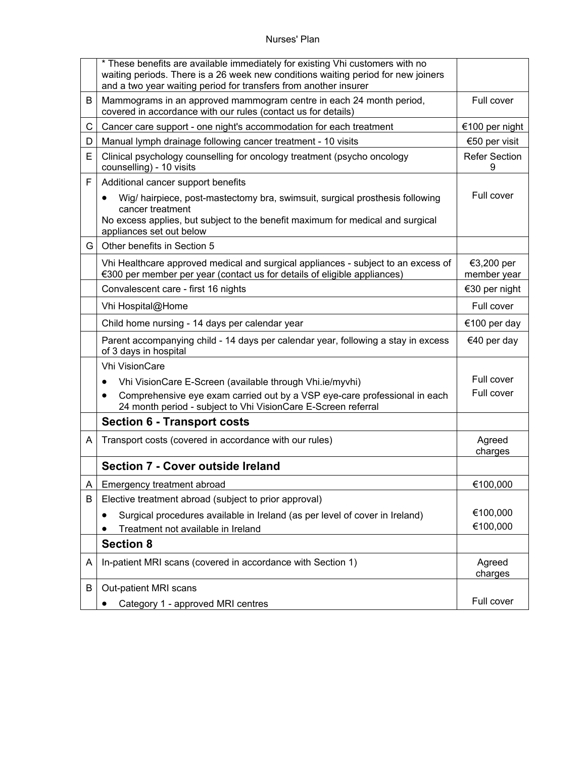| | | |
|---|---|---|
| | * These benefits are available immediately for existing Vhi customers with no waiting periods. There is a 26 week new conditions waiting period for new joiners and a two year waiting period for transfers from another insurer | |
| B | Mammograms in an approved mammogram centre in each 24 month period, covered in accordance with our rules (contact us for details) | Full cover |
| C | Cancer care support - one night's accommodation for each treatment | €100 per night |
| D | Manual lymph drainage following cancer treatment - 10 visits | €50 per visit |
| E | Clinical psychology counselling for oncology treatment (psycho oncology counselling) - 10 visits | Refer Section 9 |
| F | Additional cancer support benefits<br>• Wig/ hairpiece, post-mastectomy bra, swimsuit, surgical prosthesis following cancer treatment<br>No excess applies, but subject to the benefit maximum for medical and surgical appliances set out below | Full cover |
| G | Other benefits in Section 5 | |
| | Vhi Healthcare approved medical and surgical appliances - subject to an excess of €300 per member per year (contact us for details of eligible appliances) | €3,200 per member year |
| | Convalescent care - first 16 nights | €30 per night |
| | Vhi Hospital@Home | Full cover |
| | Child home nursing - 14 days per calendar year | €100 per day |
| | Parent accompanying child - 14 days per calendar year, following a stay in excess of 3 days in hospital | €40 per day |
| | Vhi VisionCare<br>• Vhi VisionCare E-Screen (available through Vhi.ie/myvhi)<br>• Comprehensive eye exam carried out by a VSP eye-care professional in each 24 month period - subject to Vhi VisionCare E-Screen referral | Full cover<br>Full cover |
| | **Section 6 - Transport costs** | |
| A | Transport costs (covered in accordance with our rules) | Agreed charges |
| | **Section 7 - Cover outside Ireland** | |
| A | Emergency treatment abroad | €100,000 |
| B | Elective treatment abroad (subject to prior approval)<br>• Surgical procedures available in Ireland (as per level of cover in Ireland)<br>• Treatment not available in Ireland | €100,000<br>€100,000 |
| | **Section 8** | |
| A | In-patient MRI scans (covered in accordance with Section 1) | Agreed charges |
| B | Out-patient MRI scans<br>• Category 1 - approved MRI centres | Full cover |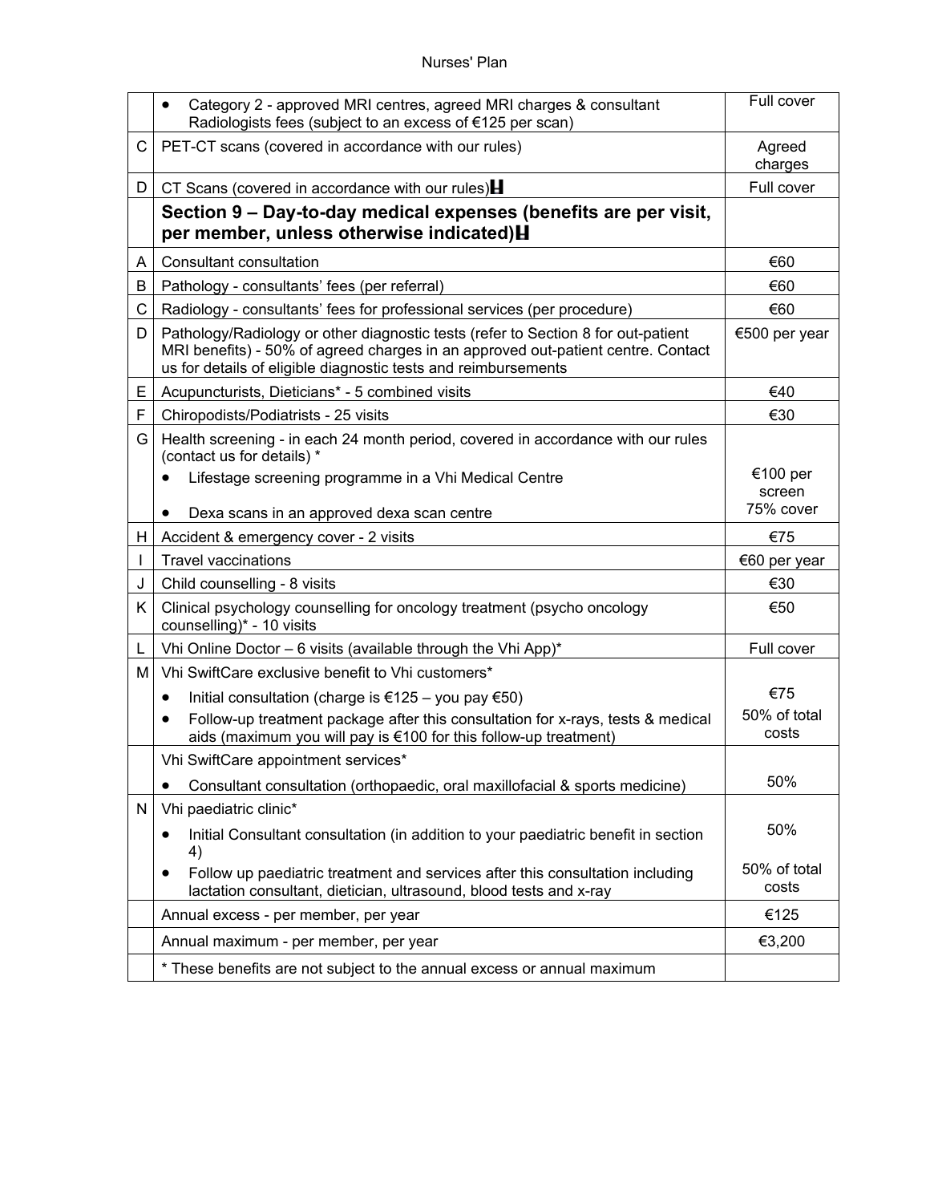| | | |
|---|---|---|
| | • Category 2 - approved MRI centres, agreed MRI charges & consultant Radiologists fees (subject to an excess of €125 per scan) | Full cover |
| C | PET-CT scans (covered in accordance with our rules) | Agreed charges |
| D | CT Scans (covered in accordance with our rules) | Full cover |
| | **Section 9 – Day-to-day medical expenses (benefits are per visit, per member, unless otherwise indicated)** | |
| A | Consultant consultation | €60 |
| B | Pathology - consultants' fees (per referral) | €60 |
| C | Radiology - consultants' fees for professional services (per procedure) | €60 |
| D | Pathology/Radiology or other diagnostic tests (refer to Section 8 for out-patient MRI benefits) - 50% of agreed charges in an approved out-patient centre. Contact us for details of eligible diagnostic tests and reimbursements | €500 per year |
| E | Acupuncturists, Dieticians* - 5 combined visits | €40 |
| F | Chiropodists/Podiatrists - 25 visits | €30 |
| G | Health screening - in each 24 month period, covered in accordance with our rules (contact us for details) * <br> • Lifestage screening programme in a Vhi Medical Centre <br> • Dexa scans in an approved dexa scan centre | <br> €100 per screen <br> 75% cover |
| H | Accident & emergency cover - 2 visits | €75 |
| I | Travel vaccinations | €60 per year |
| J | Child counselling - 8 visits | €30 |
| K | Clinical psychology counselling for oncology treatment (psycho oncology counselling)* - 10 visits | €50 |
| L | Vhi Online Doctor – 6 visits (available through the Vhi App)* | Full cover |
| M | Vhi SwiftCare exclusive benefit to Vhi customers* <br> • Initial consultation (charge is €125 – you pay €50) <br> • Follow-up treatment package after this consultation for x-rays, tests & medical aids (maximum you will pay is €100 for this follow-up treatment) | <br> €75 <br> 50% of total costs |
| | Vhi SwiftCare appointment services* <br> • Consultant consultation (orthopaedic, oral maxillofacial & sports medicine) | <br> 50% |
| N | Vhi paediatric clinic* <br> • Initial Consultant consultation (in addition to your paediatric benefit in section 4) <br> • Follow up paediatric treatment and services after this consultation including lactation consultant, dietician, ultrasound, blood tests and x-ray | <br> 50% <br> 50% of total costs |
| | Annual excess - per member, per year | €125 |
| | Annual maximum - per member, per year | €3,200 |
| | * These benefits are not subject to the annual excess or annual maximum | |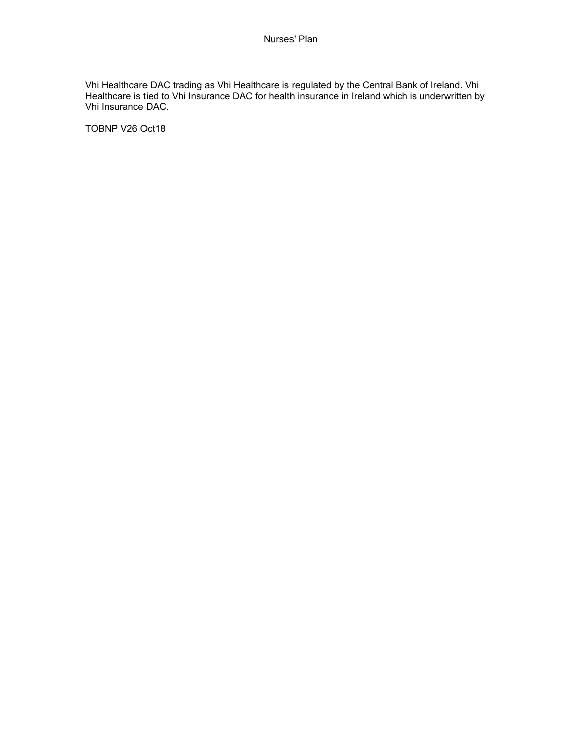Vhi Healthcare DAC trading as Vhi Healthcare is regulated by the Central Bank of Ireland. Vhi Healthcare is tied to Vhi Insurance DAC for health insurance in Ireland which is underwritten by Vhi Insurance DAC.

TOBNP V26 Oct18